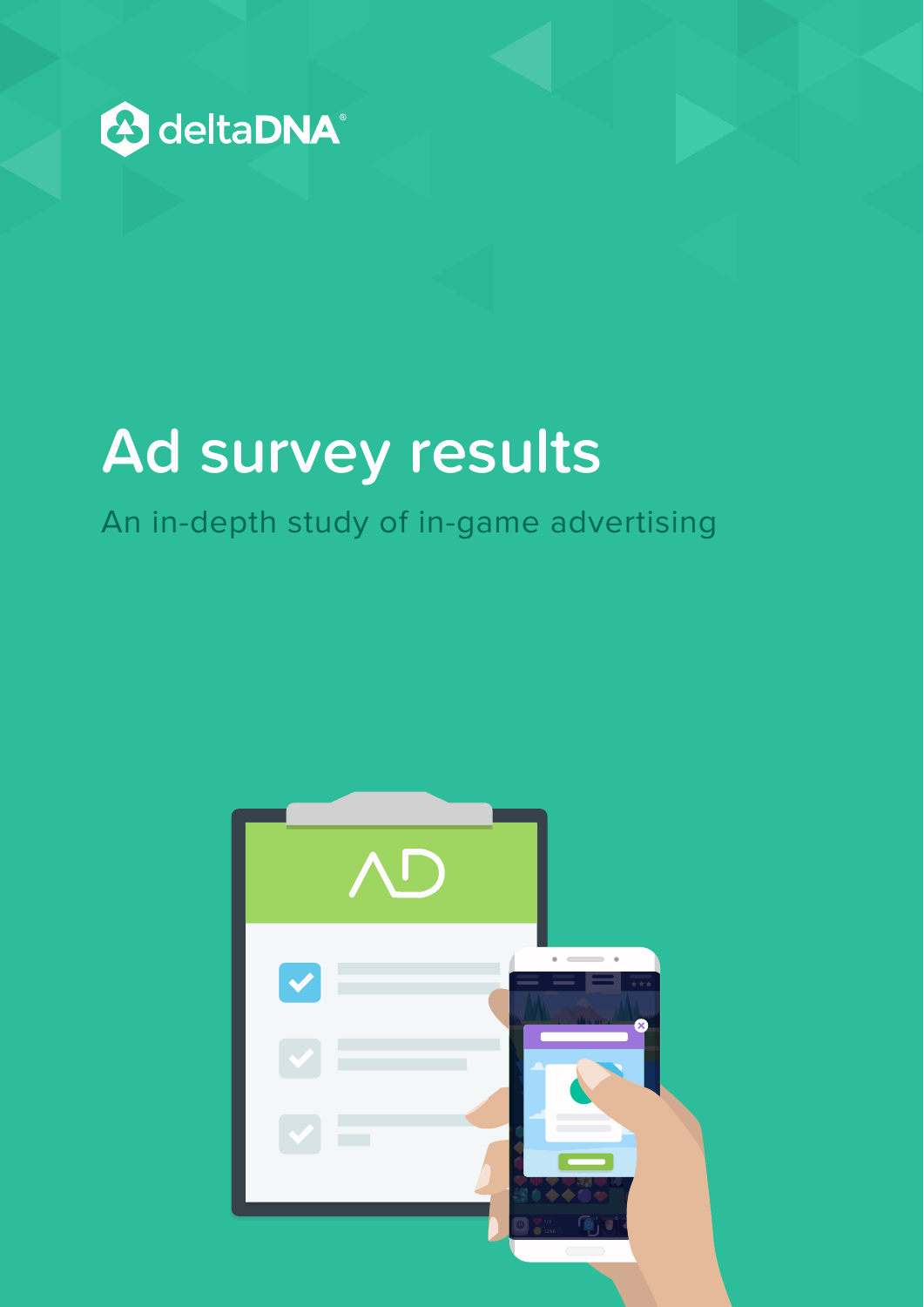deltaDNA®

# Ad survey results

An in-depth study of in-game advertising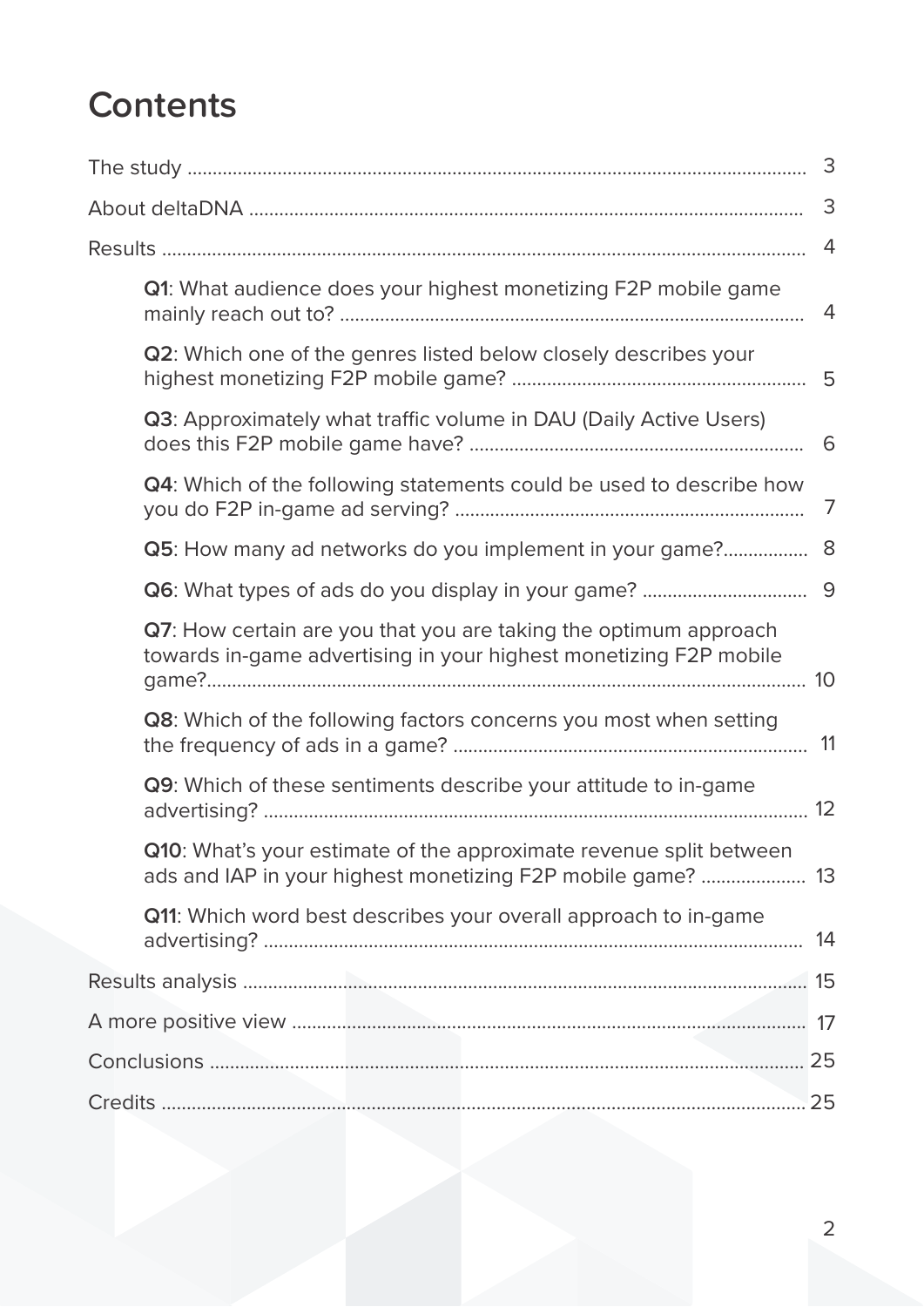# Contents

- The study ........ 3
- About deltaDNA ........ 3
- Results ........ 4
  - **Q1**: What audience does your highest monetizing F2P mobile game mainly reach out to? ........ 4
  - **Q2**: Which one of the genres listed below closely describes your highest monetizing F2P mobile game? ........ 5
  - **Q3**: Approximately what traffic volume in DAU (Daily Active Users) does this F2P mobile game have? ........ 6
  - **Q4**: Which of the following statements could be used to describe how you do F2P in-game ad serving? ........ 7
  - **Q5**: How many ad networks do you implement in your game? ........ 8
  - **Q6**: What types of ads do you display in your game? ........ 9
  - **Q7**: How certain are you that you are taking the optimum approach towards in-game advertising in your highest monetizing F2P mobile game? ........ 10
  - **Q8**: Which of the following factors concerns you most when setting the frequency of ads in a game? ........ 11
  - **Q9**: Which of these sentiments describe your attitude to in-game advertising? ........ 12
  - **Q10**: What's your estimate of the approximate revenue split between ads and IAP in your highest monetizing F2P mobile game? ........ 13
  - **Q11**: Which word best describes your overall approach to in-game advertising? ........ 14
- Results analysis ........ 15
- A more positive view ........ 17
- Conclusions ........ 25
- Credits ........ 25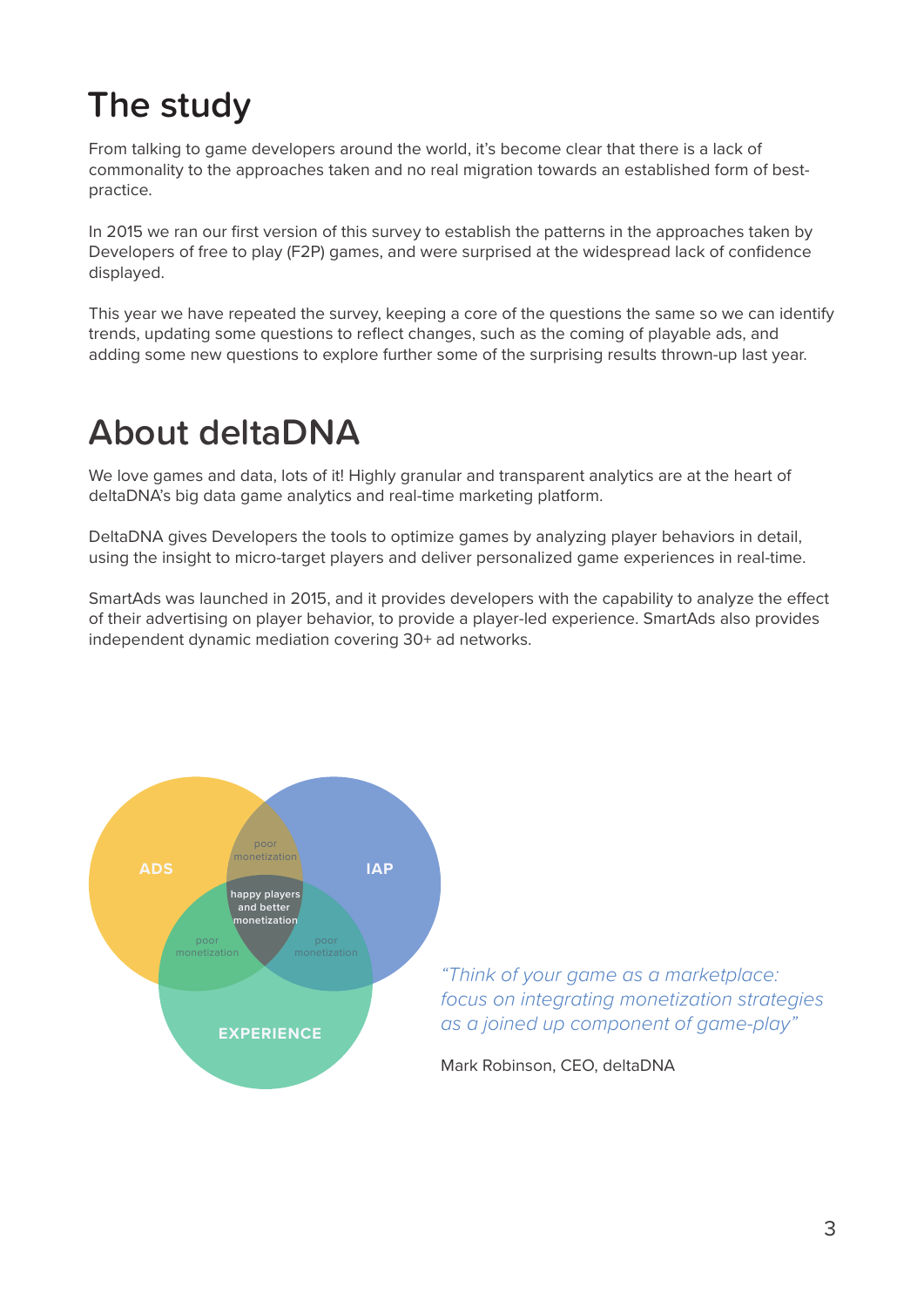# The study

From talking to game developers around the world, it's become clear that there is a lack of commonality to the approaches taken and no real migration towards an established form of best-practice.

In 2015 we ran our first version of this survey to establish the patterns in the approaches taken by Developers of free to play (F2P) games, and were surprised at the widespread lack of confidence displayed.

This year we have repeated the survey, keeping a core of the questions the same so we can identify trends, updating some questions to reflect changes, such as the coming of playable ads, and adding some new questions to explore further some of the surprising results thrown-up last year.

# About deltaDNA

We love games and data, lots of it! Highly granular and transparent analytics are at the heart of deltaDNA's big data game analytics and real-time marketing platform.

DeltaDNA gives Developers the tools to optimize games by analyzing player behaviors in detail, using the insight to micro-target players and deliver personalized game experiences in real-time.

SmartAds was launched in 2015, and it provides developers with the capability to analyze the effect of their advertising on player behavior, to provide a player-led experience. SmartAds also provides independent dynamic mediation covering 30+ ad networks.

ADS

IAP

EXPERIENCE

poor monetization

poor monetization

poor monetization

happy players and better monetization

*"Think of your game as a marketplace: focus on integrating monetization strategies as a joined up component of game-play"*

Mark Robinson, CEO, deltaDNA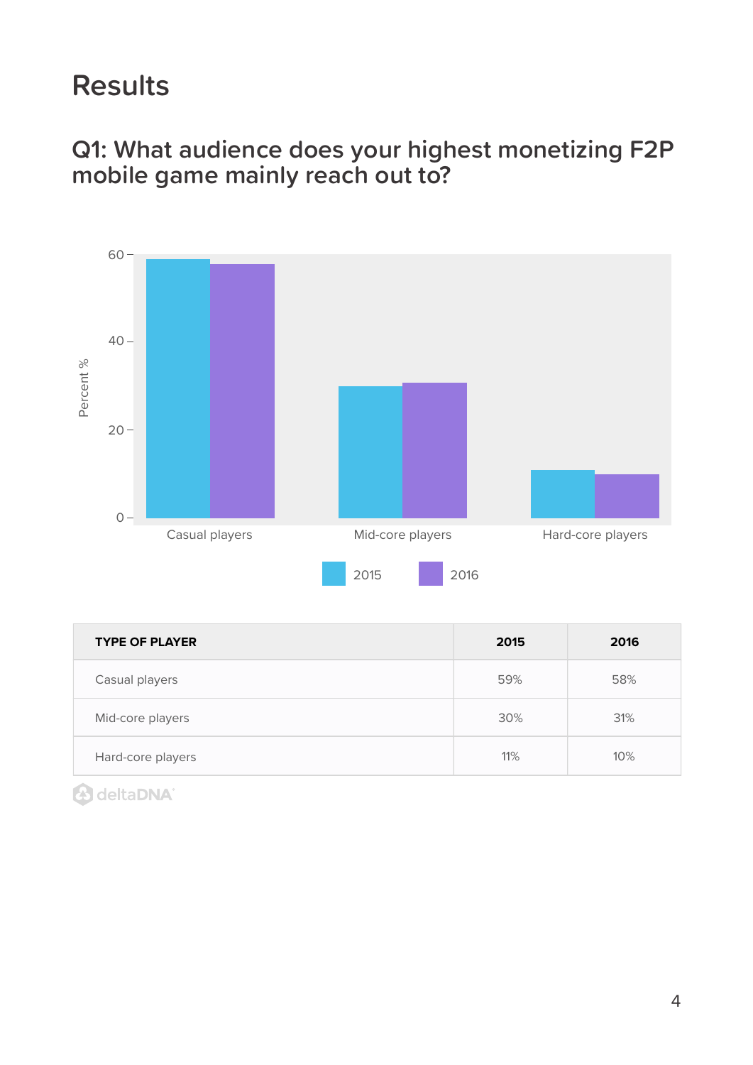# Results

## Q1: What audience does your highest monetizing F2P mobile game mainly reach out to?

| TYPE OF PLAYER | 2015 | 2016 |
|---|---|---|
| Casual players | 59% | 58% |
| Mid-core players | 30% | 31% |
| Hard-core players | 11% | 10% |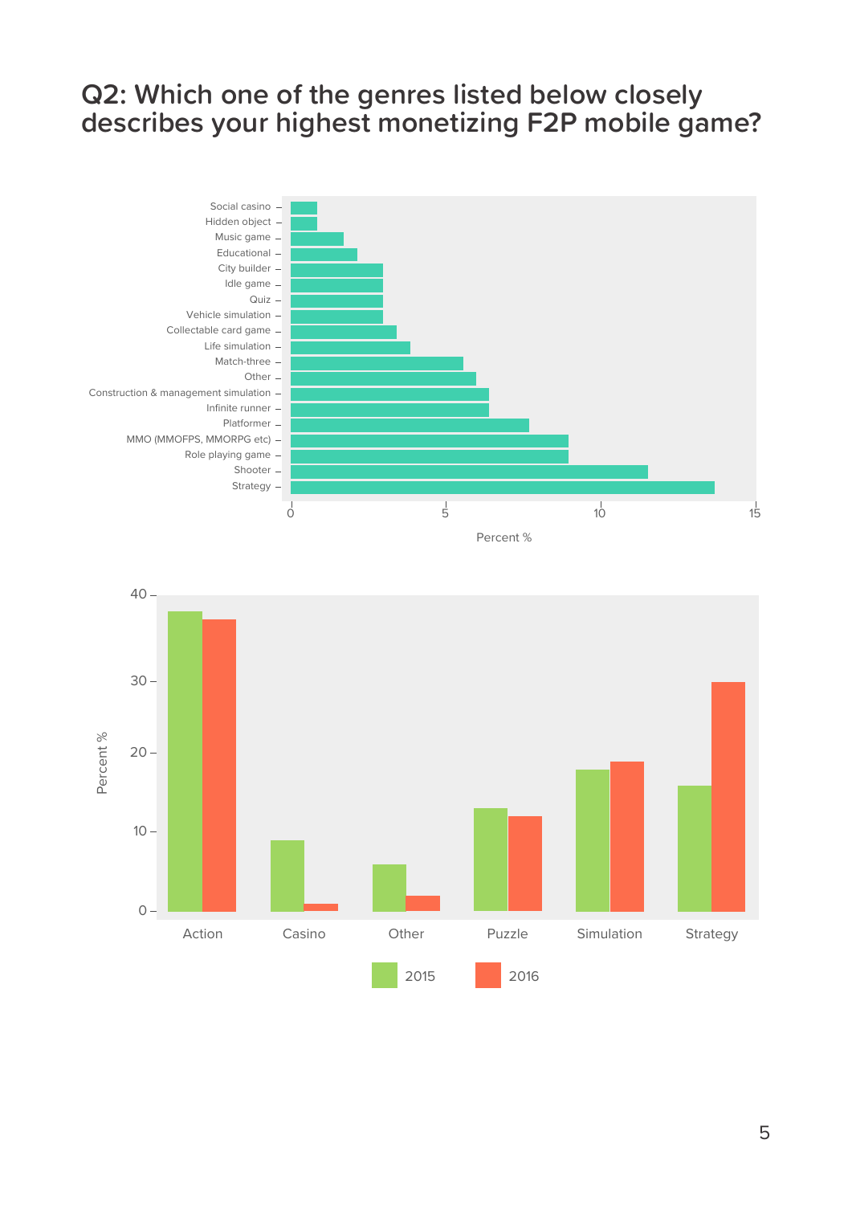## Q2: Which one of the genres listed below closely describes your highest monetizing F2P mobile game?

Social casino
Hidden object
Music game
Educational
City builder
Idle game
Quiz
Vehicle simulation
Collectable card game
Life simulation
Match-three
Other
Construction & management simulation
Infinite runner
Platformer
MMO (MMOFPS, MMORPG etc)
Role playing game
Shooter
Strategy

0 5 10 15

Percent %

40
30
20
10
0

Percent %

Action Casino Other Puzzle Simulation Strategy

2015 2016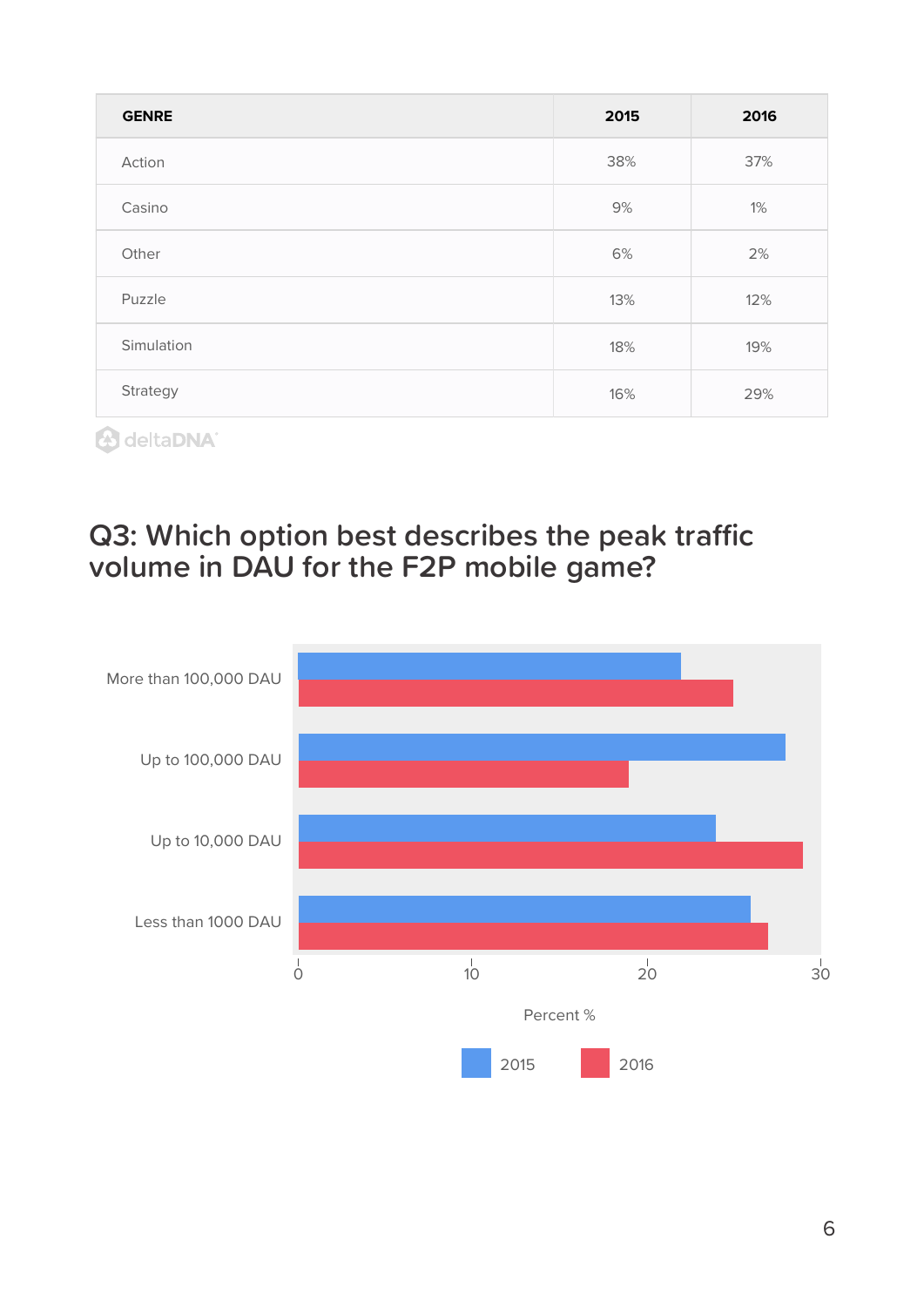| GENRE | 2015 | 2016 |
|---|---|---|
| Action | 38% | 37% |
| Casino | 9% | 1% |
| Other | 6% | 2% |
| Puzzle | 13% | 12% |
| Simulation | 18% | 19% |
| Strategy | 16% | 29% |

deltaDNA

## Q3: Which option best describes the peak traffic volume in DAU for the F2P mobile game?

More than 100,000 DAU

Up to 100,000 DAU

Up to 10,000 DAU

Less than 1000 DAU

0 10 20 30

Percent %

2015 2016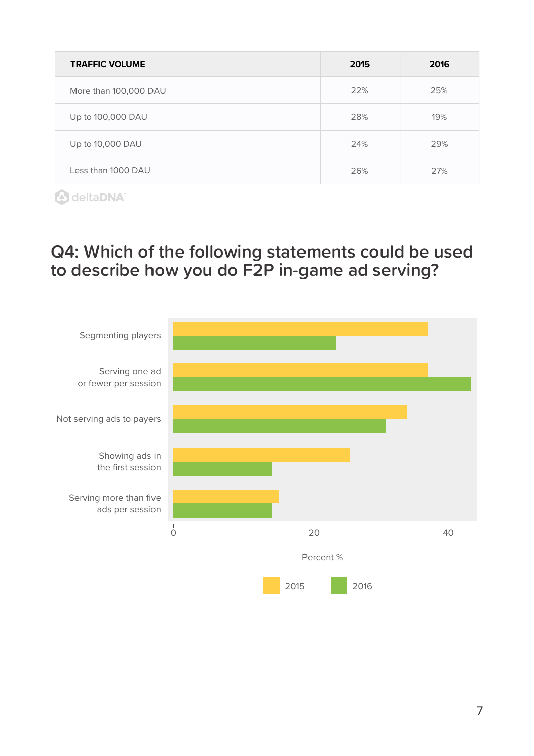| TRAFFIC VOLUME | 2015 | 2016 |
|---|---|---|
| More than 100,000 DAU | 22% | 25% |
| Up to 100,000 DAU | 28% | 19% |
| Up to 10,000 DAU | 24% | 29% |
| Less than 1000 DAU | 26% | 27% |

deltaDNA

## Q4: Which of the following statements could be used to describe how you do F2P in-game ad serving?

Segmenting players

Serving one ad or fewer per session

Not serving ads to payers

Showing ads in the first session

Serving more than five ads per session

0 20 40

Percent %

2015 2016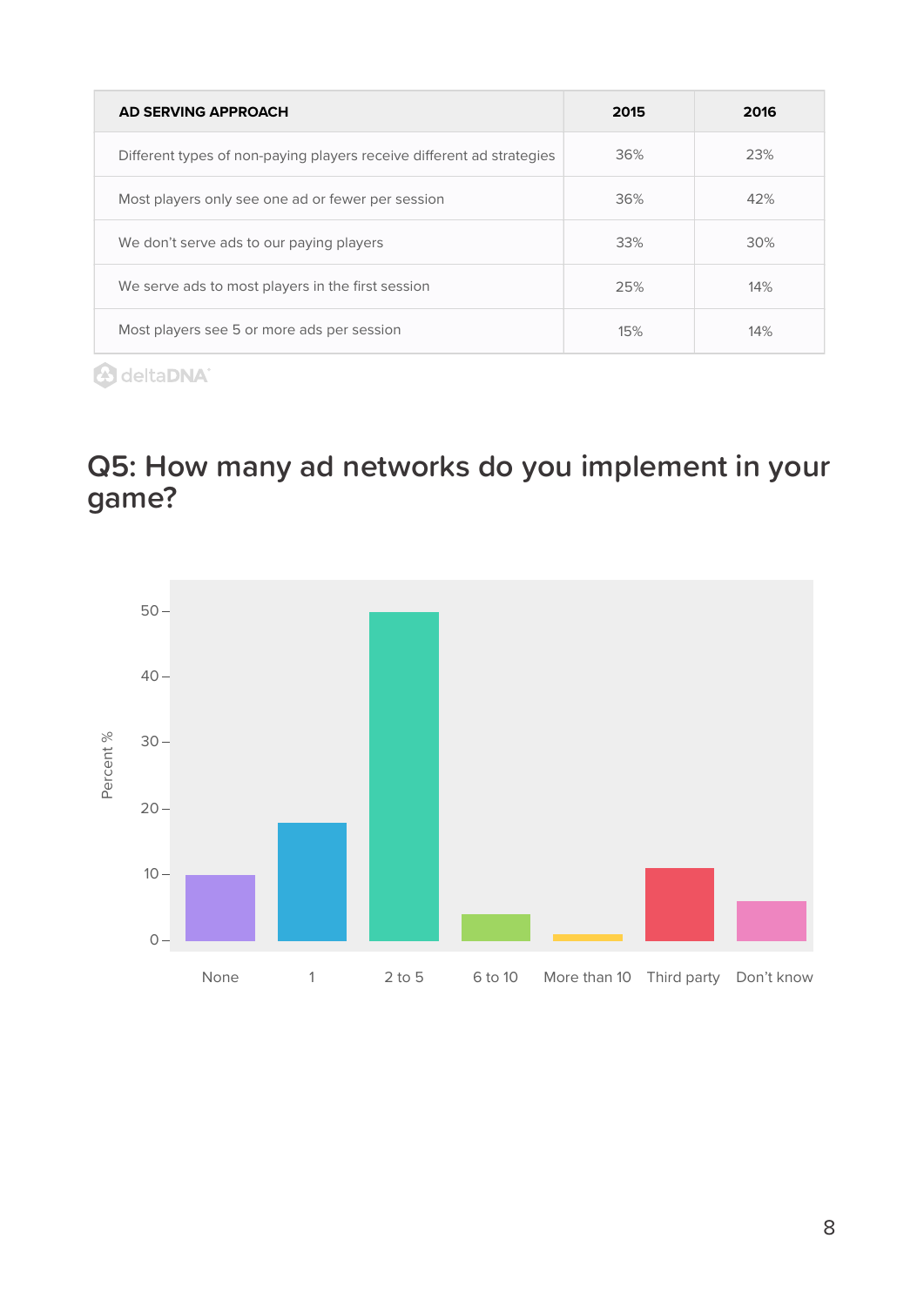| AD SERVING APPROACH | 2015 | 2016 |
|---|---|---|
| Different types of non-paying players receive different ad strategies | 36% | 23% |
| Most players only see one ad or fewer per session | 36% | 42% |
| We don't serve ads to our paying players | 33% | 30% |
| We serve ads to most players in the first session | 25% | 14% |
| Most players see 5 or more ads per session | 15% | 14% |

deltaDNA

## Q5: How many ad networks do you implement in your game?

Percent %

50
40
30
20
10
0

None | 1 | 2 to 5 | 6 to 10 | More than 10 | Third party | Don't know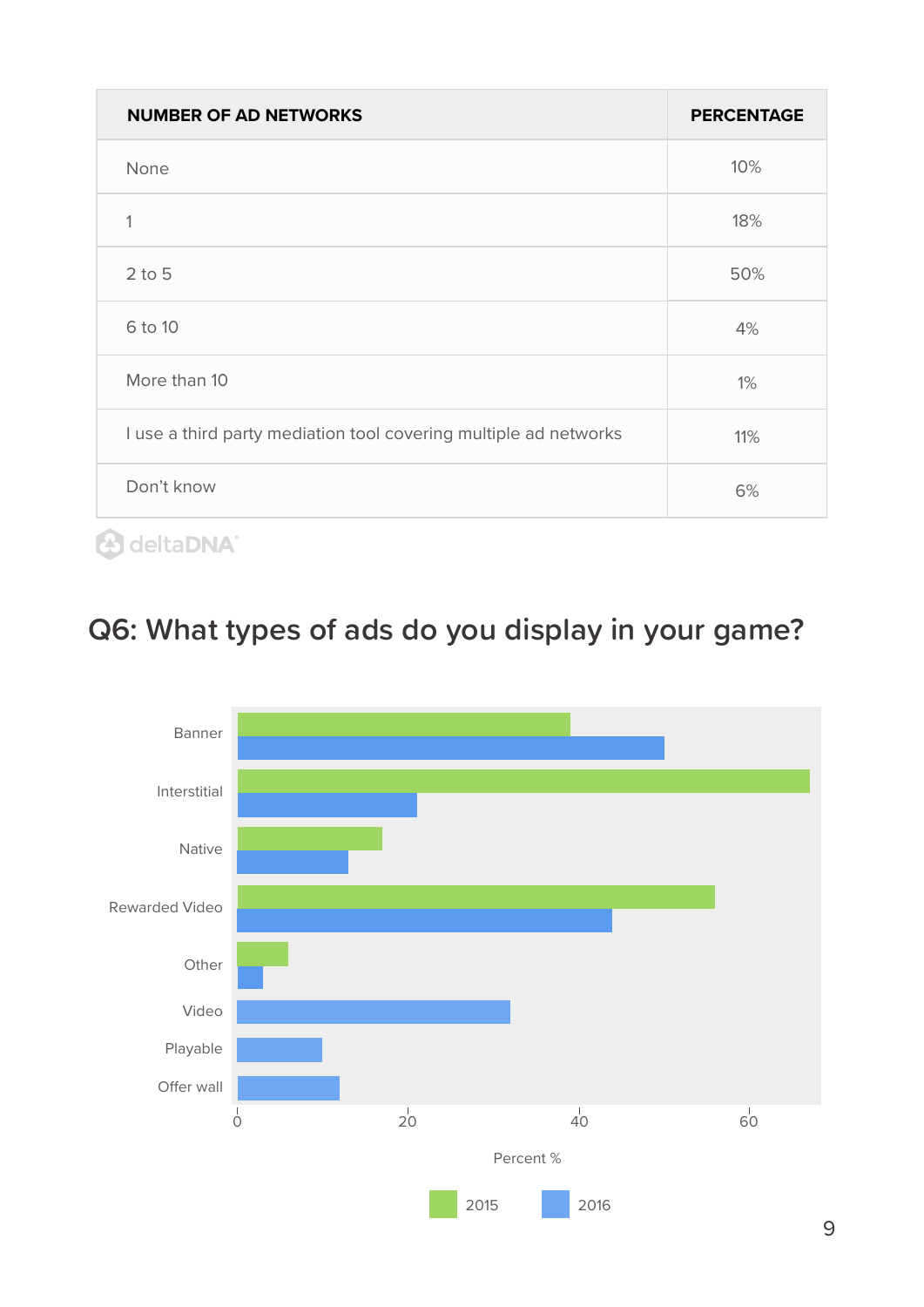| NUMBER OF AD NETWORKS | PERCENTAGE |
|---|---|
| None | 10% |
| 1 | 18% |
| 2 to 5 | 50% |
| 6 to 10 | 4% |
| More than 10 | 1% |
| I use a third party mediation tool covering multiple ad networks | 11% |
| Don't know | 6% |

deltaDNA

## Q6: What types of ads do you display in your game?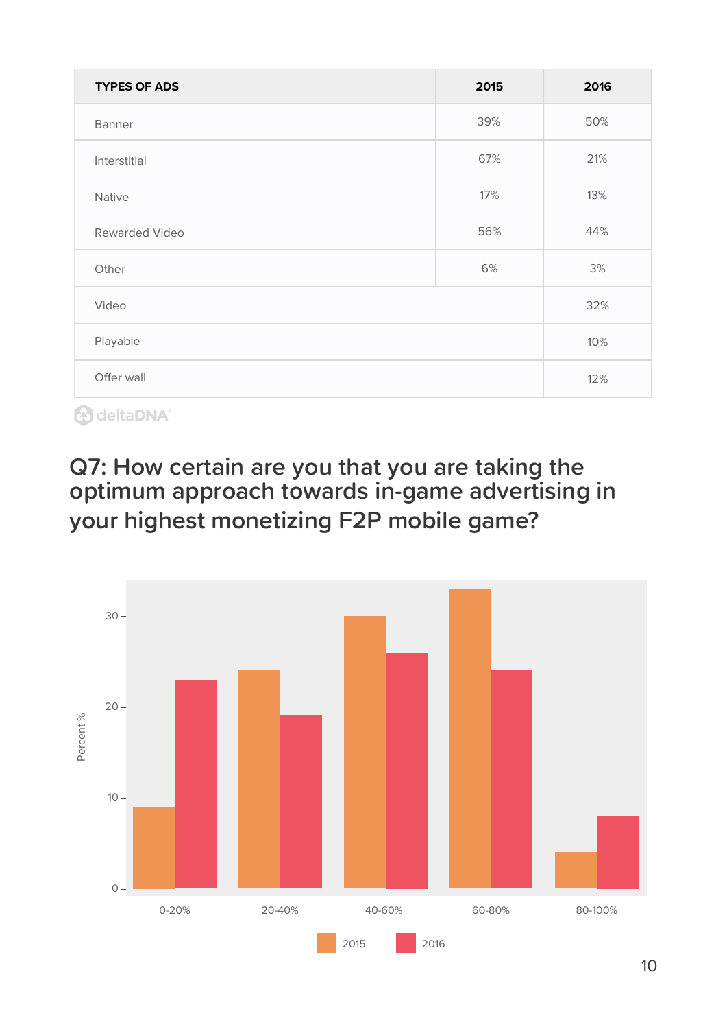| TYPES OF ADS | 2015 | 2016 |
|---|---|---|
| Banner | 39% | 50% |
| Interstitial | 67% | 21% |
| Native | 17% | 13% |
| Rewarded Video | 56% | 44% |
| Other | 6% | 3% |
| Video | | 32% |
| Playable | | 10% |
| Offer wall | | 12% |

deltaDNA

## Q7: How certain are you that you are taking the optimum approach towards in-game advertising in your highest monetizing F2P mobile game?

Percent %

0-20% | 20-40% | 40-60% | 60-80% | 80-100%

2015 | 2016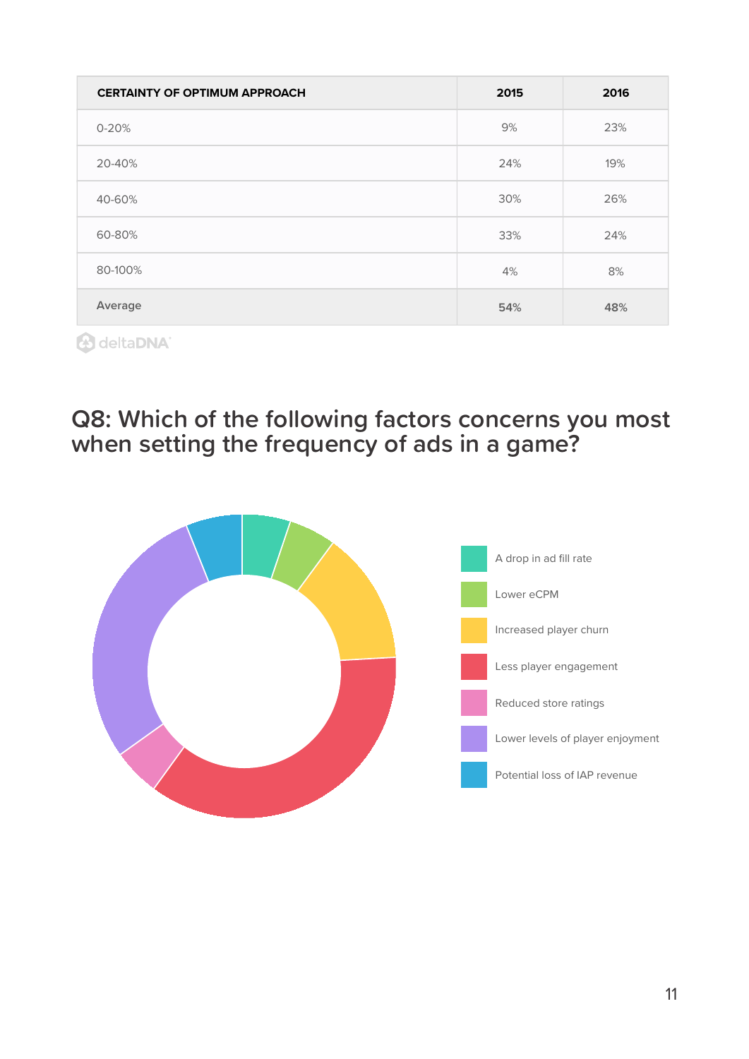| CERTAINTY OF OPTIMUM APPROACH | 2015 | 2016 |
|---|---|---|
| 0-20% | 9% | 23% |
| 20-40% | 24% | 19% |
| 40-60% | 30% | 26% |
| 60-80% | 33% | 24% |
| 80-100% | 4% | 8% |
| Average | **54%** | **48%** |

deltaDNA

## Q8: Which of the following factors concerns you most when setting the frequency of ads in a game?

- A drop in ad fill rate
- Lower eCPM
- Increased player churn
- Less player engagement
- Reduced store ratings
- Lower levels of player enjoyment
- Potential loss of IAP revenue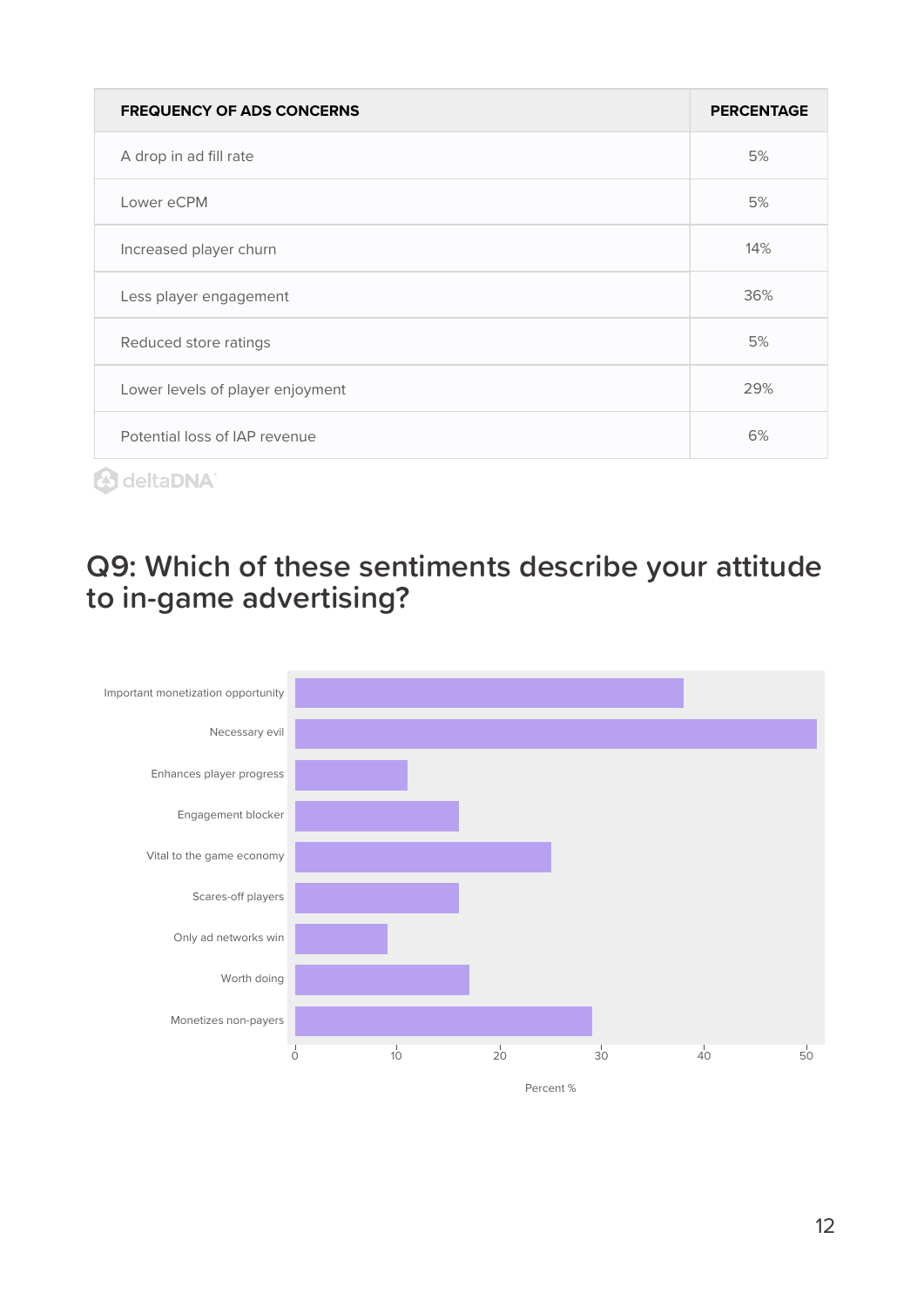| FREQUENCY OF ADS CONCERNS | PERCENTAGE |
|---|---|
| A drop in ad fill rate | 5% |
| Lower eCPM | 5% |
| Increased player churn | 14% |
| Less player engagement | 36% |
| Reduced store ratings | 5% |
| Lower levels of player enjoyment | 29% |
| Potential loss of IAP revenue | 6% |

deltaDNA

## Q9: Which of these sentiments describe your attitude to in-game advertising?

| Sentiment | Percent % (approx.) |
|---|---|
| Important monetization opportunity | 38 |
| Necessary evil | 51 |
| Enhances player progress | 11 |
| Engagement blocker | 16 |
| Vital to the game economy | 25 |
| Scares-off players | 16 |
| Only ad networks win | 9 |
| Worth doing | 17 |
| Monetizes non-payers | 29 |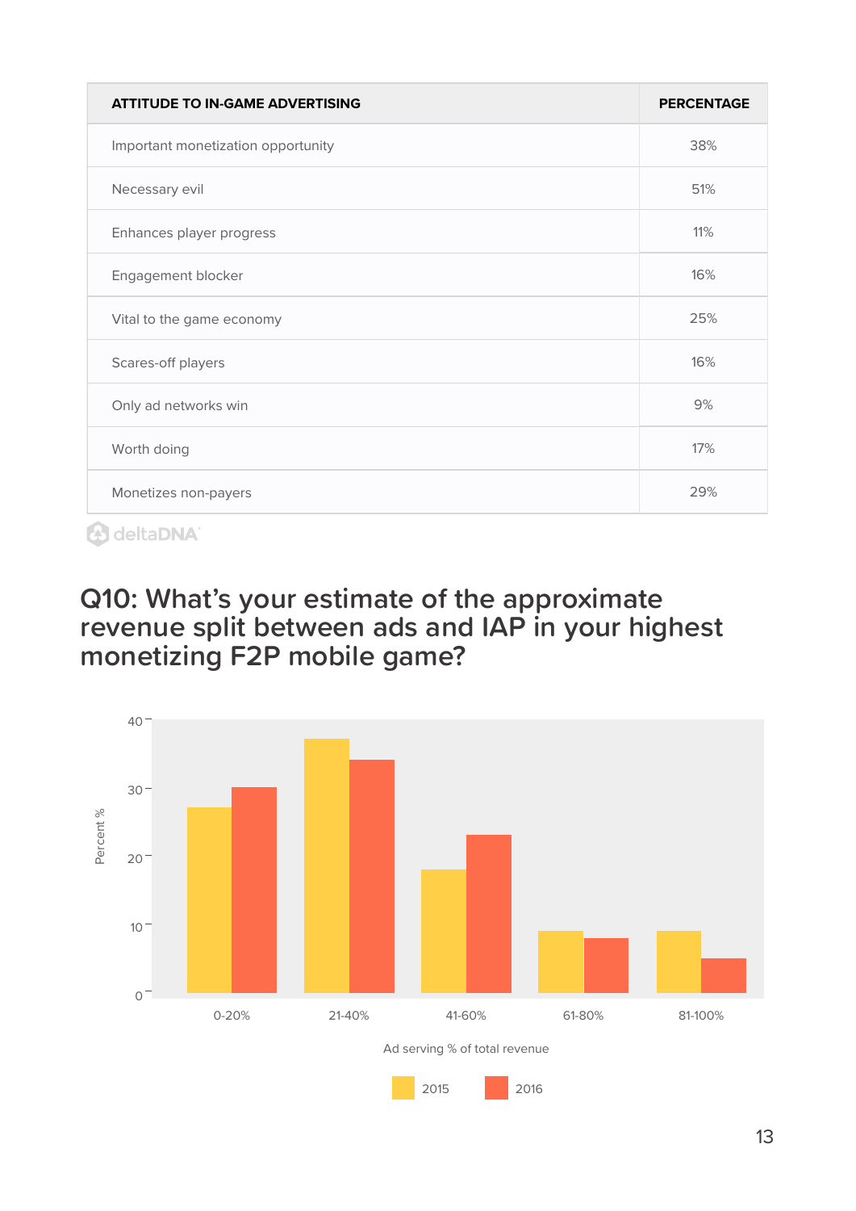| ATTITUDE TO IN-GAME ADVERTISING | PERCENTAGE |
|---|---|
| Important monetization opportunity | 38% |
| Necessary evil | 51% |
| Enhances player progress | 11% |
| Engagement blocker | 16% |
| Vital to the game economy | 25% |
| Scares-off players | 16% |
| Only ad networks win | 9% |
| Worth doing | 17% |
| Monetizes non-payers | 29% |

## Q10: What's your estimate of the approximate revenue split between ads and IAP in your highest monetizing F2P mobile game?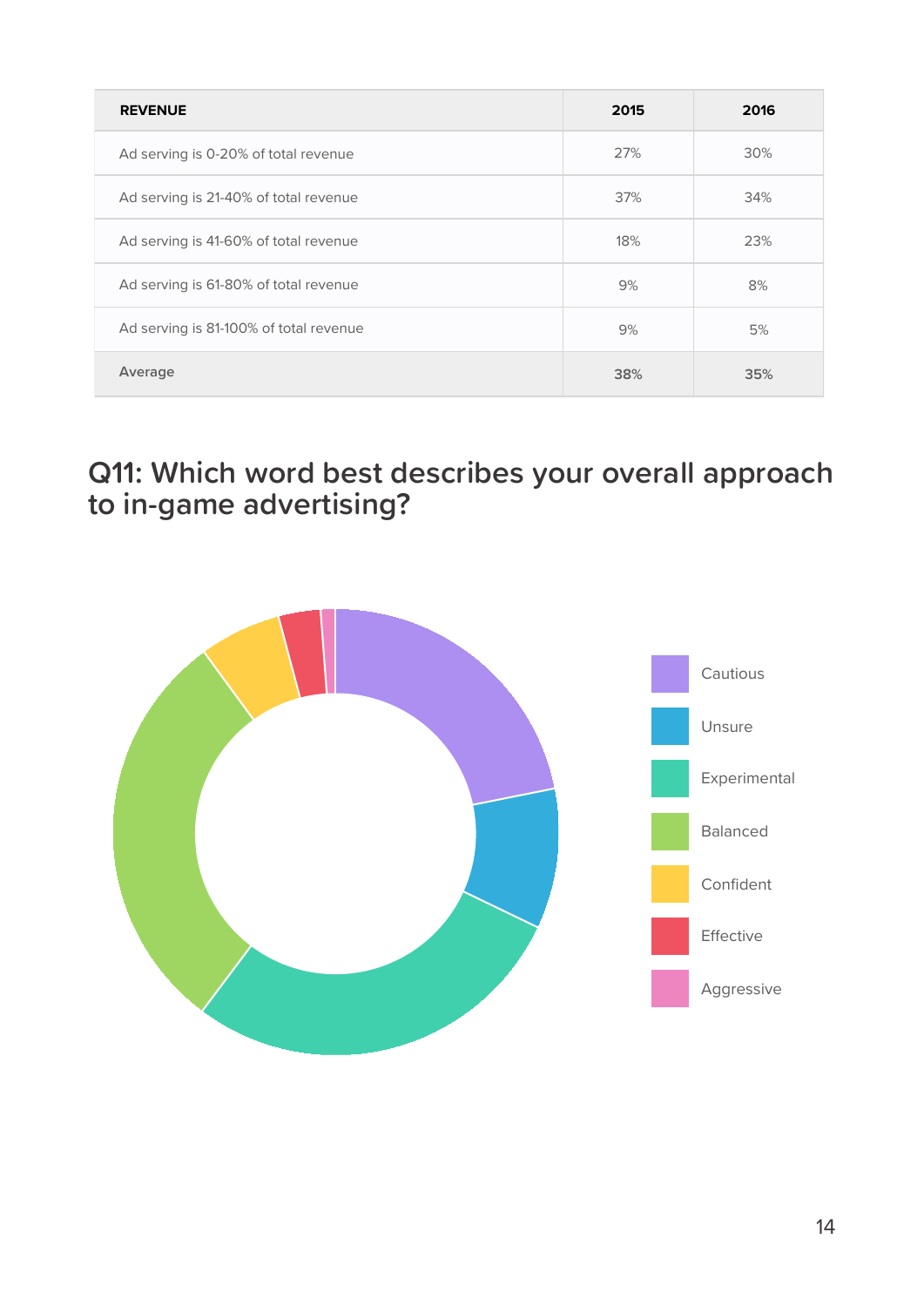| REVENUE | 2015 | 2016 |
|---|---|---|
| Ad serving is 0-20% of total revenue | 27% | 30% |
| Ad serving is 21-40% of total revenue | 37% | 34% |
| Ad serving is 41-60% of total revenue | 18% | 23% |
| Ad serving is 61-80% of total revenue | 9% | 8% |
| Ad serving is 81-100% of total revenue | 9% | 5% |
| Average | 38% | 35% |

## Q11: Which word best describes your overall approach to in-game advertising?

- Cautious
- Unsure
- Experimental
- Balanced
- Confident
- Effective
- Aggressive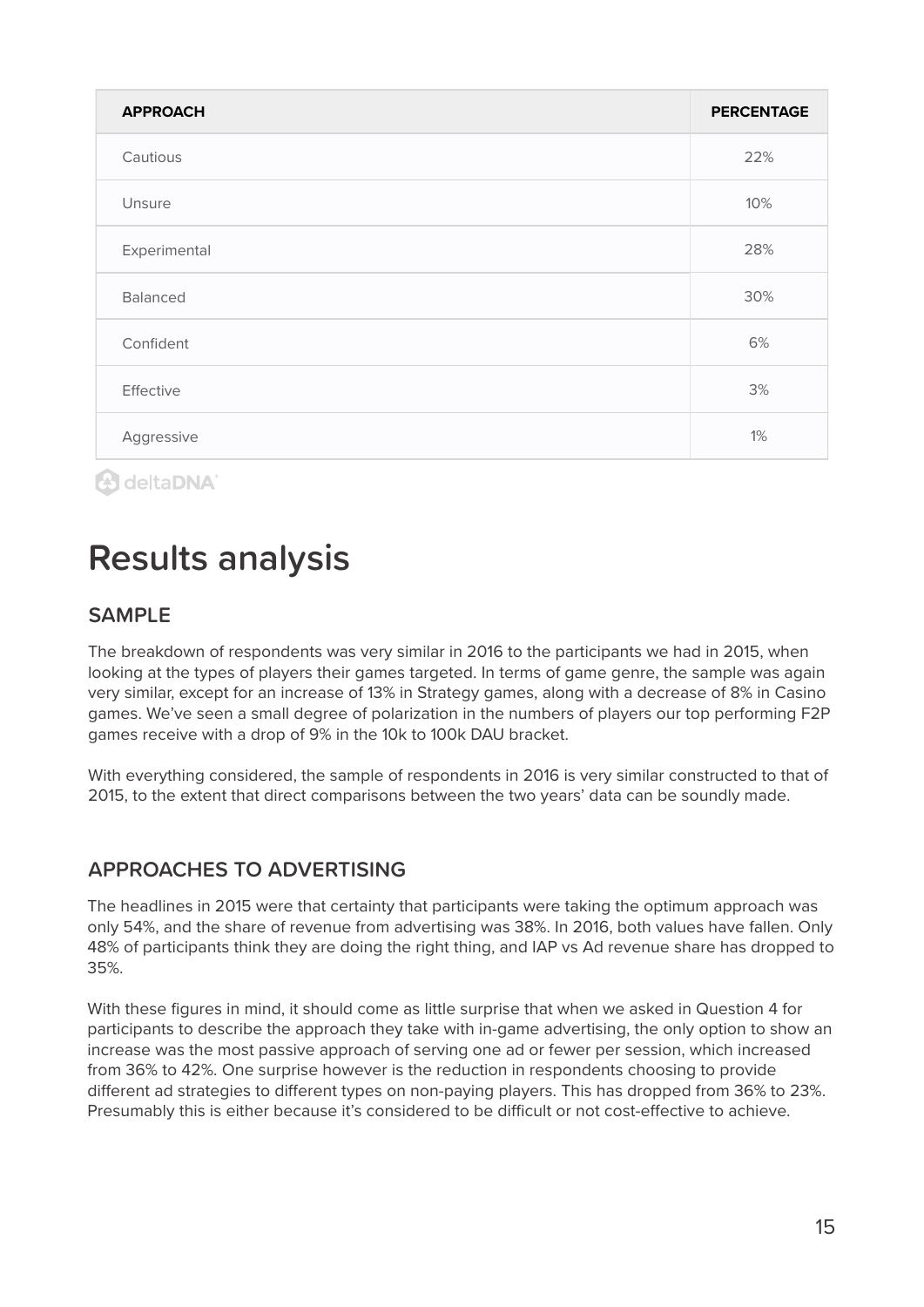| APPROACH | PERCENTAGE |
| --- | --- |
| Cautious | 22% |
| Unsure | 10% |
| Experimental | 28% |
| Balanced | 30% |
| Confident | 6% |
| Effective | 3% |
| Aggressive | 1% |

deltaDNA

# Results analysis

## SAMPLE

The breakdown of respondents was very similar in 2016 to the participants we had in 2015, when looking at the types of players their games targeted. In terms of game genre, the sample was again very similar, except for an increase of 13% in Strategy games, along with a decrease of 8% in Casino games. We've seen a small degree of polarization in the numbers of players our top performing F2P games receive with a drop of 9% in the 10k to 100k DAU bracket.

With everything considered, the sample of respondents in 2016 is very similar constructed to that of 2015, to the extent that direct comparisons between the two years' data can be soundly made.

## APPROACHES TO ADVERTISING

The headlines in 2015 were that certainty that participants were taking the optimum approach was only 54%, and the share of revenue from advertising was 38%. In 2016, both values have fallen. Only 48% of participants think they are doing the right thing, and IAP vs Ad revenue share has dropped to 35%.

With these figures in mind, it should come as little surprise that when we asked in Question 4 for participants to describe the approach they take with in-game advertising, the only option to show an increase was the most passive approach of serving one ad or fewer per session, which increased from 36% to 42%. One surprise however is the reduction in respondents choosing to provide different ad strategies to different types on non-paying players. This has dropped from 36% to 23%. Presumably this is either because it's considered to be difficult or not cost-effective to achieve.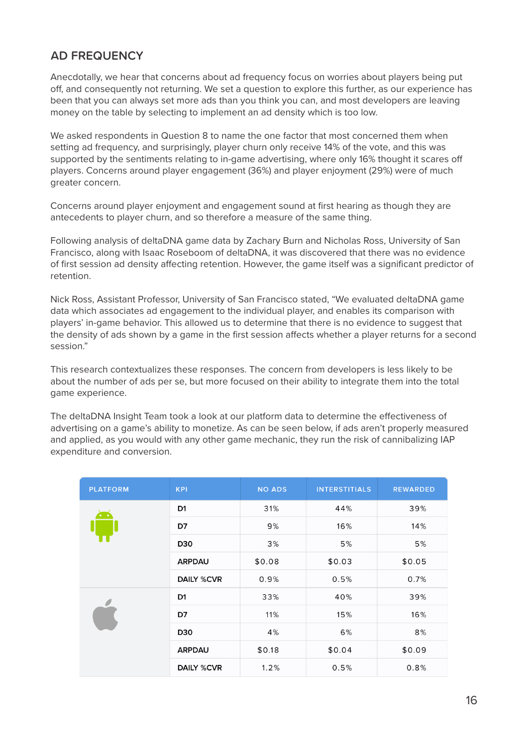## AD FREQUENCY

Anecdotally, we hear that concerns about ad frequency focus on worries about players being put off, and consequently not returning. We set a question to explore this further, as our experience has been that you can always set more ads than you think you can, and most developers are leaving money on the table by selecting to implement an ad density which is too low.

We asked respondents in Question 8 to name the one factor that most concerned them when setting ad frequency, and surprisingly, player churn only receive 14% of the vote, and this was supported by the sentiments relating to in-game advertising, where only 16% thought it scares off players. Concerns around player engagement (36%) and player enjoyment (29%) were of much greater concern.

Concerns around player enjoyment and engagement sound at first hearing as though they are antecedents to player churn, and so therefore a measure of the same thing.

Following analysis of deltaDNA game data by Zachary Burn and Nicholas Ross, University of San Francisco, along with Isaac Roseboom of deltaDNA, it was discovered that there was no evidence of first session ad density affecting retention. However, the game itself was a significant predictor of retention.

Nick Ross, Assistant Professor, University of San Francisco stated, "We evaluated deltaDNA game data which associates ad engagement to the individual player, and enables its comparison with players' in-game behavior. This allowed us to determine that there is no evidence to suggest that the density of ads shown by a game in the first session affects whether a player returns for a second session."

This research contextualizes these responses. The concern from developers is less likely to be about the number of ads per se, but more focused on their ability to integrate them into the total game experience.

The deltaDNA Insight Team took a look at our platform data to determine the effectiveness of advertising on a game's ability to monetize. As can be seen below, if ads aren't properly measured and applied, as you would with any other game mechanic, they run the risk of cannibalizing IAP expenditure and conversion.

| PLATFORM | KPI | NO ADS | INTERSTITIALS | REWARDED |
|---|---|---|---|---|
| Android | D1 | 31% | 44% | 39% |
| | D7 | 9% | 16% | 14% |
| | D30 | 3% | 5% | 5% |
| | ARPDAU | $0.08 | $0.03 | $0.05 |
| | DAILY %CVR | 0.9% | 0.5% | 0.7% |
| Apple | D1 | 33% | 40% | 39% |
| | D7 | 11% | 15% | 16% |
| | D30 | 4% | 6% | 8% |
| | ARPDAU | $0.18 | $0.04 | $0.09 |
| | DAILY %CVR | 1.2% | 0.5% | 0.8% |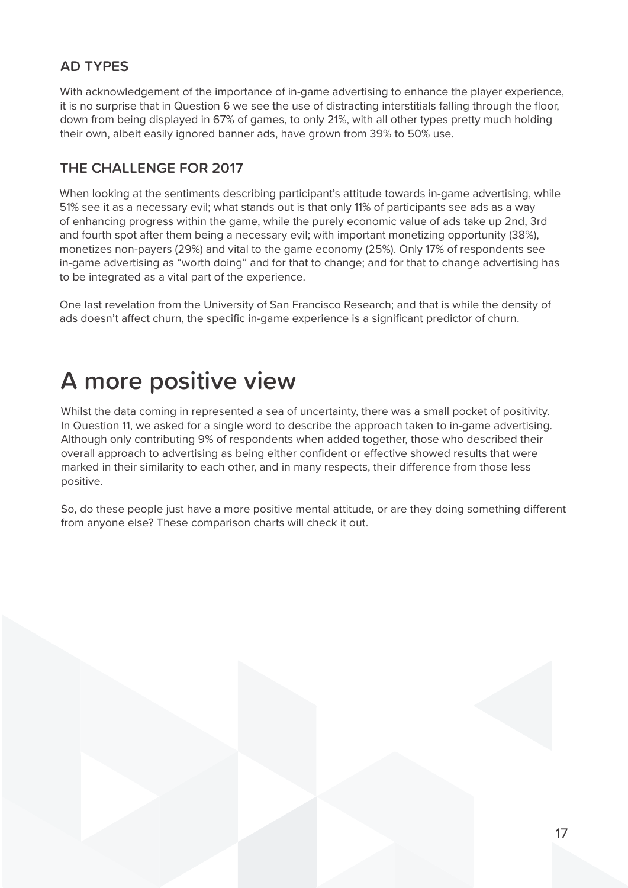### AD TYPES

With acknowledgement of the importance of in-game advertising to enhance the player experience, it is no surprise that in Question 6 we see the use of distracting interstitials falling through the floor, down from being displayed in 67% of games, to only 21%, with all other types pretty much holding their own, albeit easily ignored banner ads, have grown from 39% to 50% use.

### THE CHALLENGE FOR 2017

When looking at the sentiments describing participant's attitude towards in-game advertising, while 51% see it as a necessary evil; what stands out is that only 11% of participants see ads as a way of enhancing progress within the game, while the purely economic value of ads take up 2nd, 3rd and fourth spot after them being a necessary evil; with important monetizing opportunity (38%), monetizes non-payers (29%) and vital to the game economy (25%). Only 17% of respondents see in-game advertising as "worth doing" and for that to change; and for that to change advertising has to be integrated as a vital part of the experience.

One last revelation from the University of San Francisco Research; and that is while the density of ads doesn't affect churn, the specific in-game experience is a significant predictor of churn.

# A more positive view

Whilst the data coming in represented a sea of uncertainty, there was a small pocket of positivity. In Question 11, we asked for a single word to describe the approach taken to in-game advertising. Although only contributing 9% of respondents when added together, those who described their overall approach to advertising as being either confident or effective showed results that were marked in their similarity to each other, and in many respects, their difference from those less positive.

So, do these people just have a more positive mental attitude, or are they doing something different from anyone else? These comparison charts will check it out.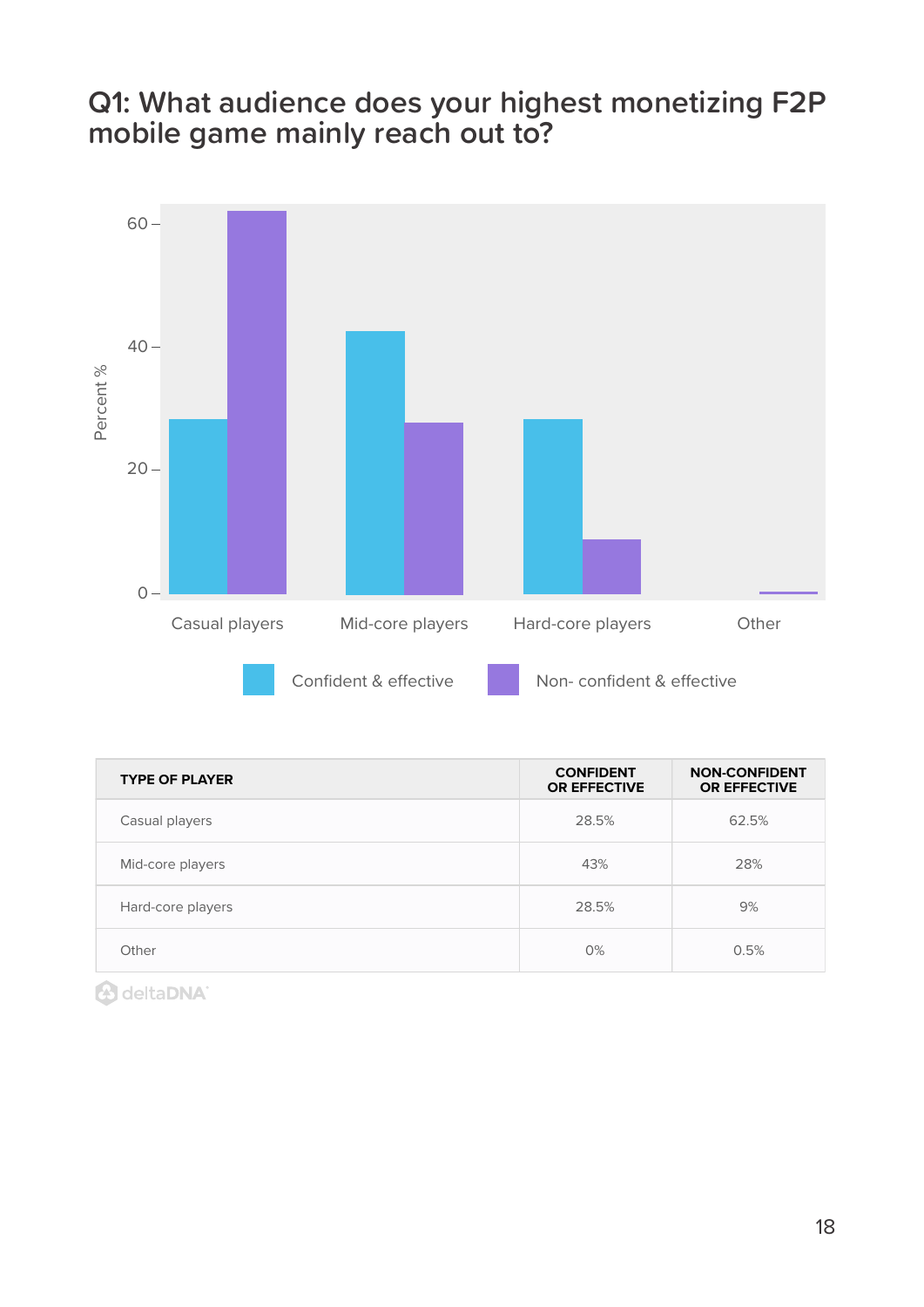# Q1: What audience does your highest monetizing F2P mobile game mainly reach out to?

| TYPE OF PLAYER | CONFIDENT OR EFFECTIVE | NON-CONFIDENT OR EFFECTIVE |
|---|---|---|
| Casual players | 28.5% | 62.5% |
| Mid-core players | 43% | 28% |
| Hard-core players | 28.5% | 9% |
| Other | 0% | 0.5% |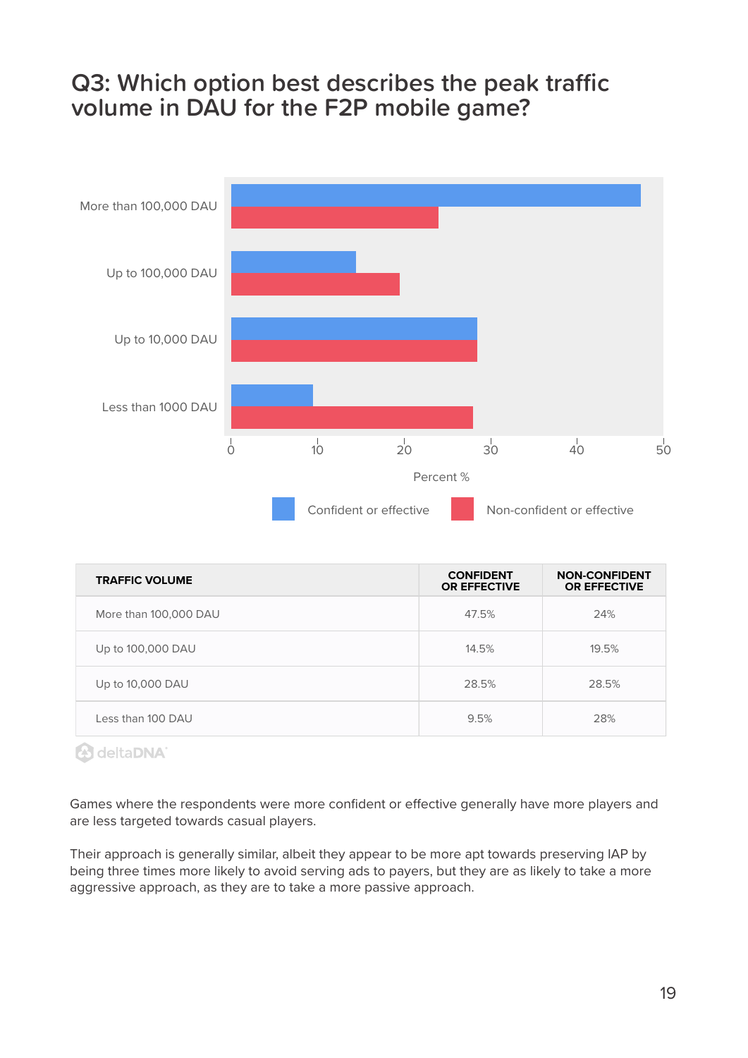## Q3: Which option best describes the peak traffic volume in DAU for the F2P mobile game?

| TRAFFIC VOLUME | CONFIDENT OR EFFECTIVE | NON-CONFIDENT OR EFFECTIVE |
|---|---|---|
| More than 100,000 DAU | 47.5% | 24% |
| Up to 100,000 DAU | 14.5% | 19.5% |
| Up to 10,000 DAU | 28.5% | 28.5% |
| Less than 100 DAU | 9.5% | 28% |

Games where the respondents were more confident or effective generally have more players and are less targeted towards casual players.

Their approach is generally similar, albeit they appear to be more apt towards preserving IAP by being three times more likely to avoid serving ads to payers, but they are as likely to take a more aggressive approach, as they are to take a more passive approach.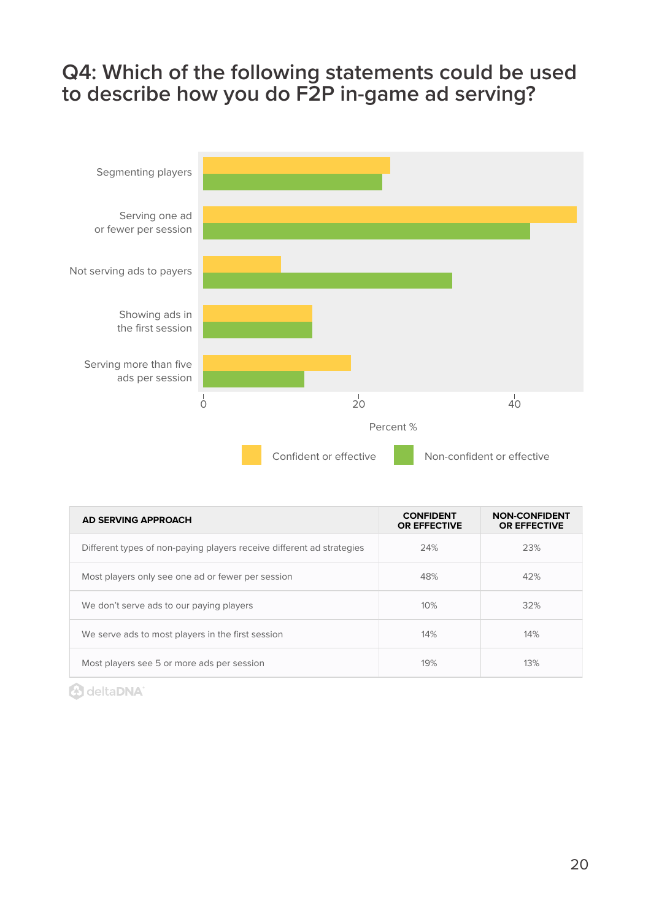# Q4: Which of the following statements could be used to describe how you do F2P in-game ad serving?

| AD SERVING APPROACH | CONFIDENT OR EFFECTIVE | NON-CONFIDENT OR EFFECTIVE |
|---|---|---|
| Different types of non-paying players receive different ad strategies | 24% | 23% |
| Most players only see one ad or fewer per session | 48% | 42% |
| We don't serve ads to our paying players | 10% | 32% |
| We serve ads to most players in the first session | 14% | 14% |
| Most players see 5 or more ads per session | 19% | 13% |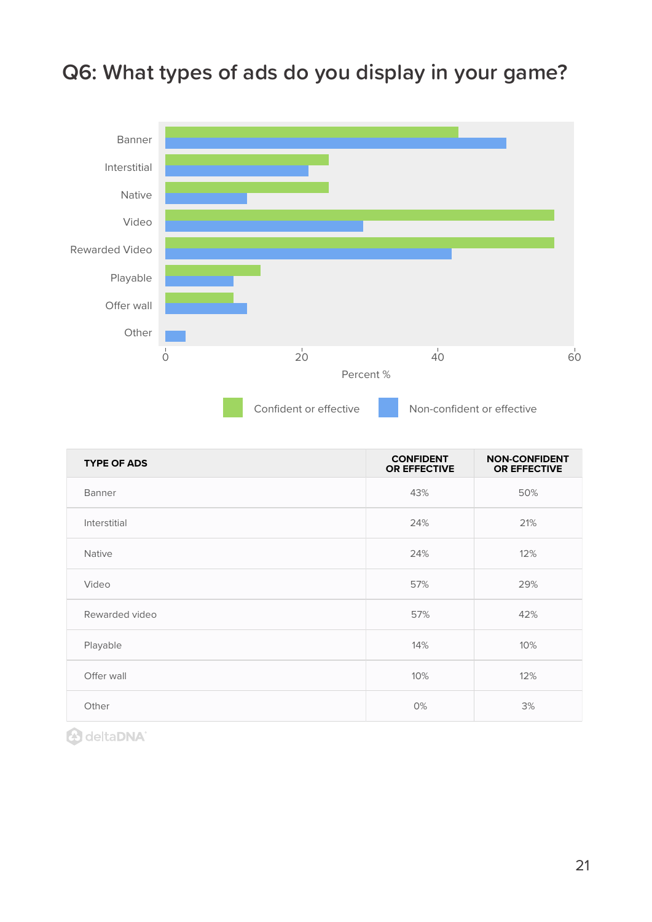# Q6: What types of ads do you display in your game?

| TYPE OF ADS | CONFIDENT OR EFFECTIVE | NON-CONFIDENT OR EFFECTIVE |
|---|---|---|
| Banner | 43% | 50% |
| Interstitial | 24% | 21% |
| Native | 24% | 12% |
| Video | 57% | 29% |
| Rewarded video | 57% | 42% |
| Playable | 14% | 10% |
| Offer wall | 10% | 12% |
| Other | 0% | 3% |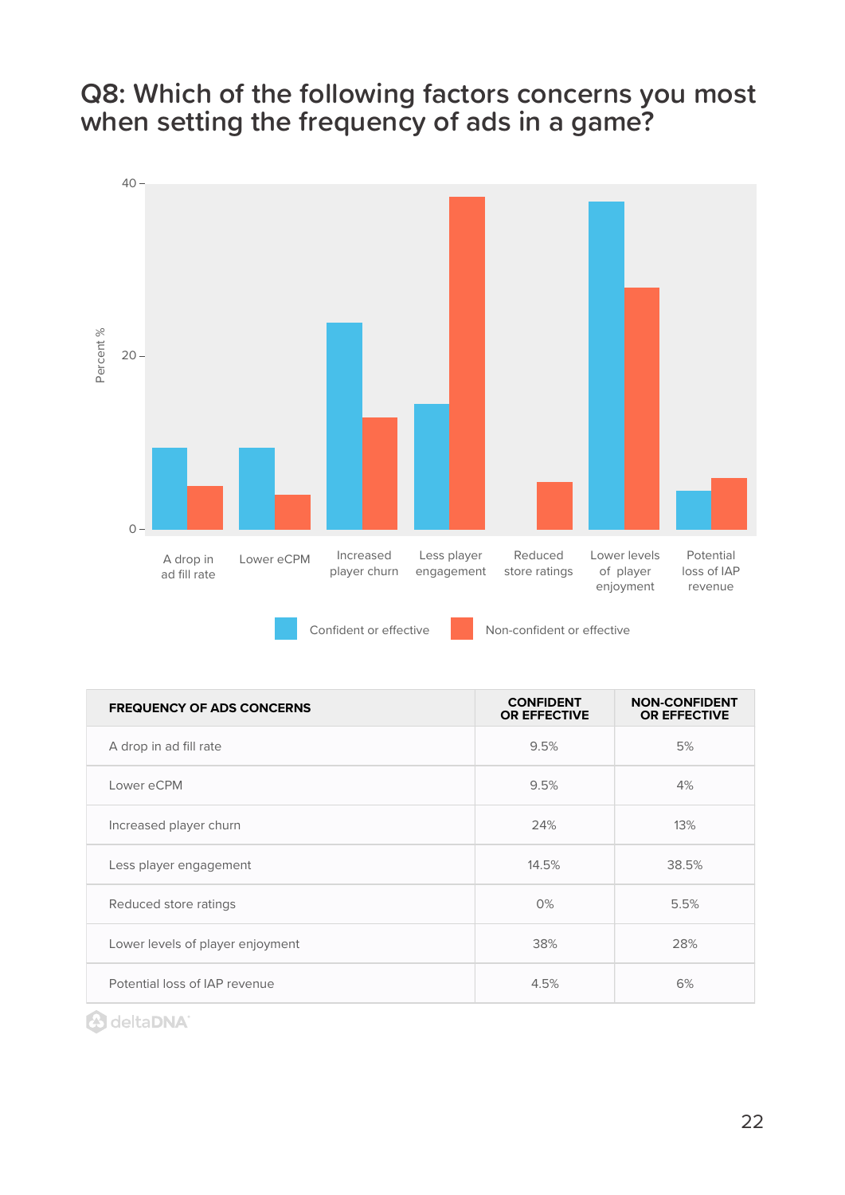## Q8: Which of the following factors concerns you most when setting the frequency of ads in a game?

| FREQUENCY OF ADS CONCERNS | CONFIDENT OR EFFECTIVE | NON-CONFIDENT OR EFFECTIVE |
|---|---|---|
| A drop in ad fill rate | 9.5% | 5% |
| Lower eCPM | 9.5% | 4% |
| Increased player churn | 24% | 13% |
| Less player engagement | 14.5% | 38.5% |
| Reduced store ratings | 0% | 5.5% |
| Lower levels of player enjoyment | 38% | 28% |
| Potential loss of IAP revenue | 4.5% | 6% |

deltaDNA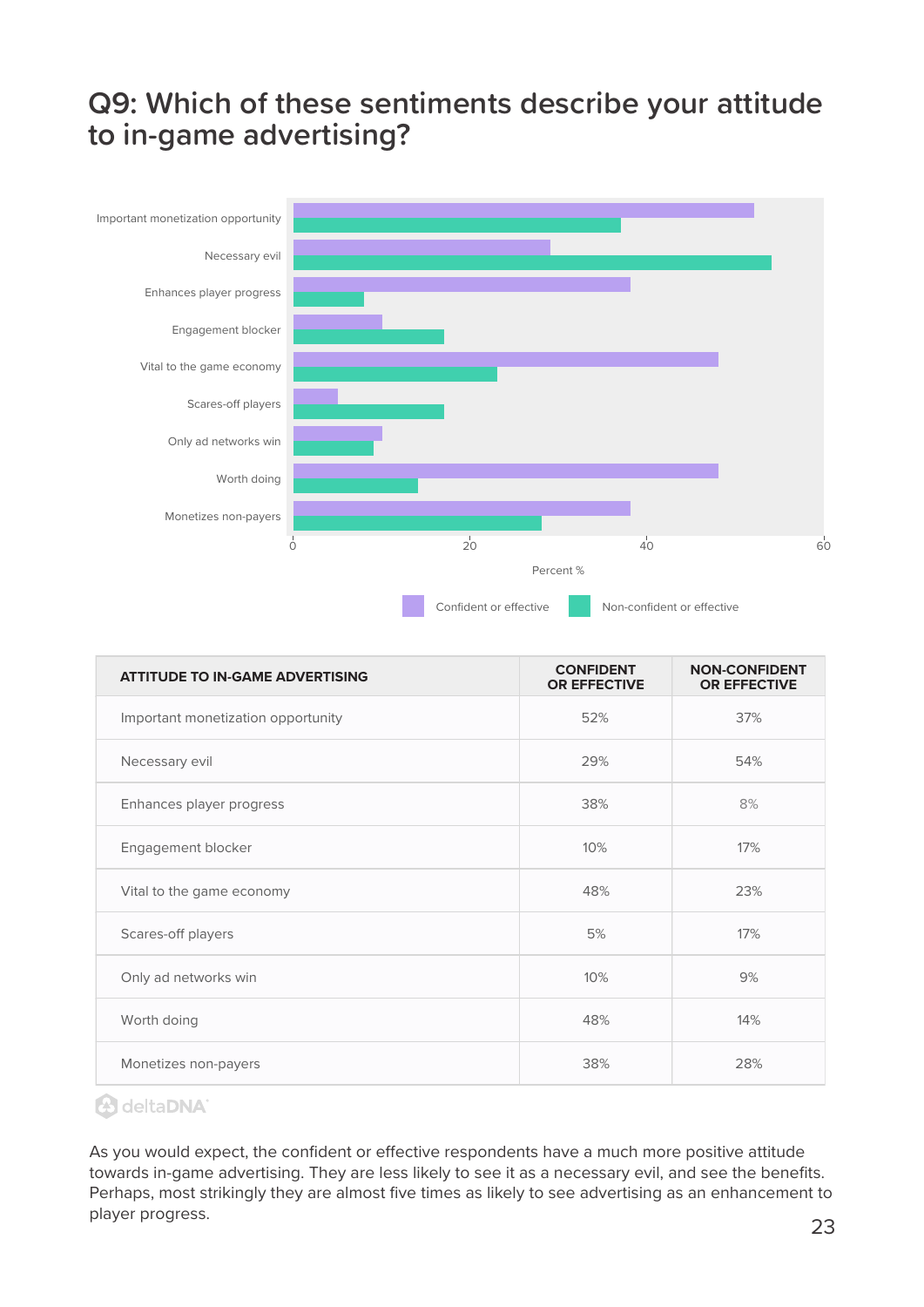# Q9: Which of these sentiments describe your attitude to in-game advertising?

| ATTITUDE TO IN-GAME ADVERTISING | CONFIDENT OR EFFECTIVE | NON-CONFIDENT OR EFFECTIVE |
|---|---|---|
| Important monetization opportunity | 52% | 37% |
| Necessary evil | 29% | 54% |
| Enhances player progress | 38% | 8% |
| Engagement blocker | 10% | 17% |
| Vital to the game economy | 48% | 23% |
| Scares-off players | 5% | 17% |
| Only ad networks win | 10% | 9% |
| Worth doing | 48% | 14% |
| Monetizes non-payers | 38% | 28% |

As you would expect, the confident or effective respondents have a much more positive attitude towards in-game advertising. They are less likely to see it as a necessary evil, and see the benefits. Perhaps, most strikingly they are almost five times as likely to see advertising as an enhancement to player progress.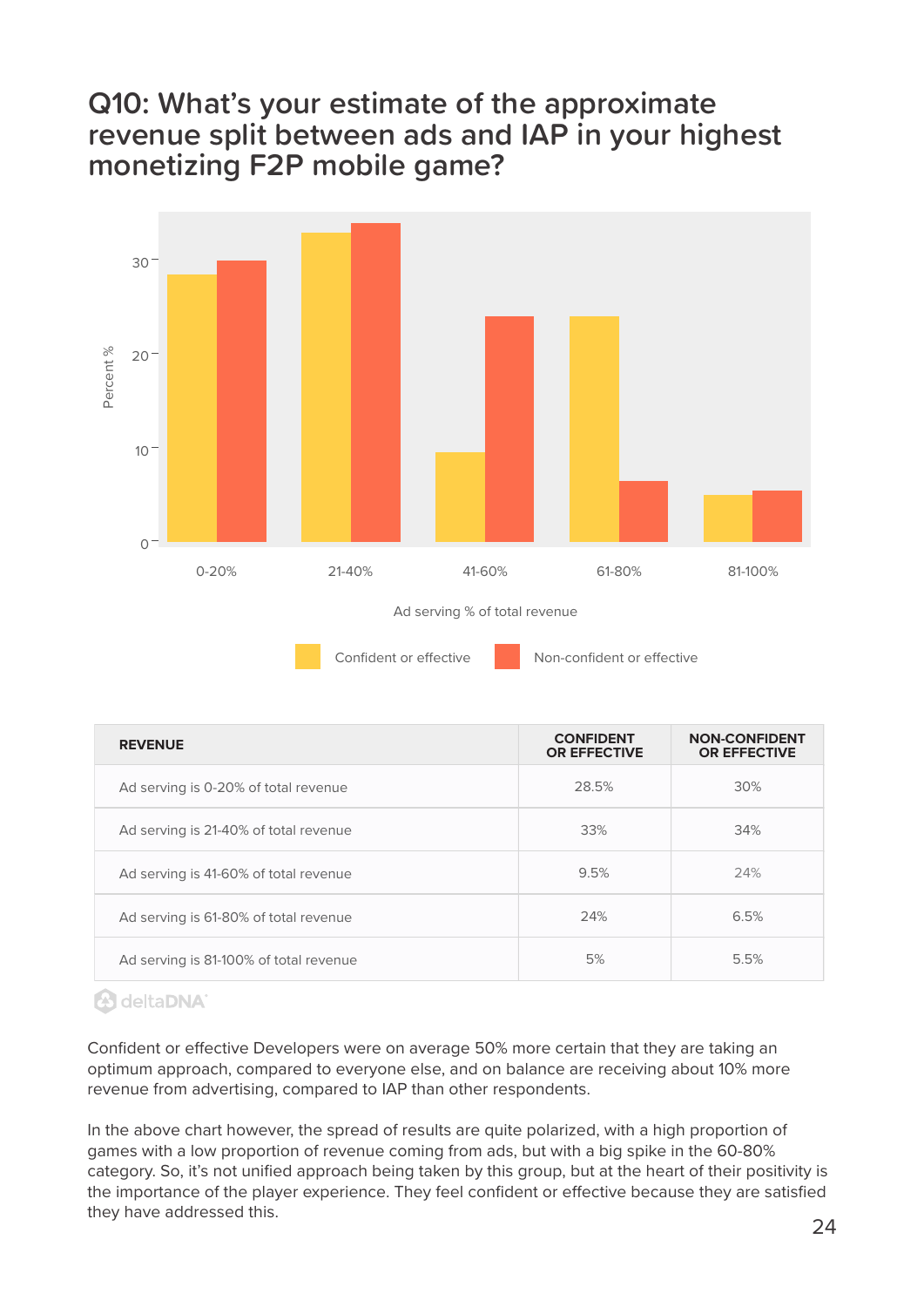# Q10: What's your estimate of the approximate revenue split between ads and IAP in your highest monetizing F2P mobile game?

| REVENUE | CONFIDENT OR EFFECTIVE | NON-CONFIDENT OR EFFECTIVE |
|---|---|---|
| Ad serving is 0-20% of total revenue | 28.5% | 30% |
| Ad serving is 21-40% of total revenue | 33% | 34% |
| Ad serving is 41-60% of total revenue | 9.5% | 24% |
| Ad serving is 61-80% of total revenue | 24% | 6.5% |
| Ad serving is 81-100% of total revenue | 5% | 5.5% |

Confident or effective Developers were on average 50% more certain that they are taking an optimum approach, compared to everyone else, and on balance are receiving about 10% more revenue from advertising, compared to IAP than other respondents.

In the above chart however, the spread of results are quite polarized, with a high proportion of games with a low proportion of revenue coming from ads, but with a big spike in the 60-80% category. So, it's not unified approach being taken by this group, but at the heart of their positivity is the importance of the player experience. They feel confident or effective because they are satisfied they have addressed this.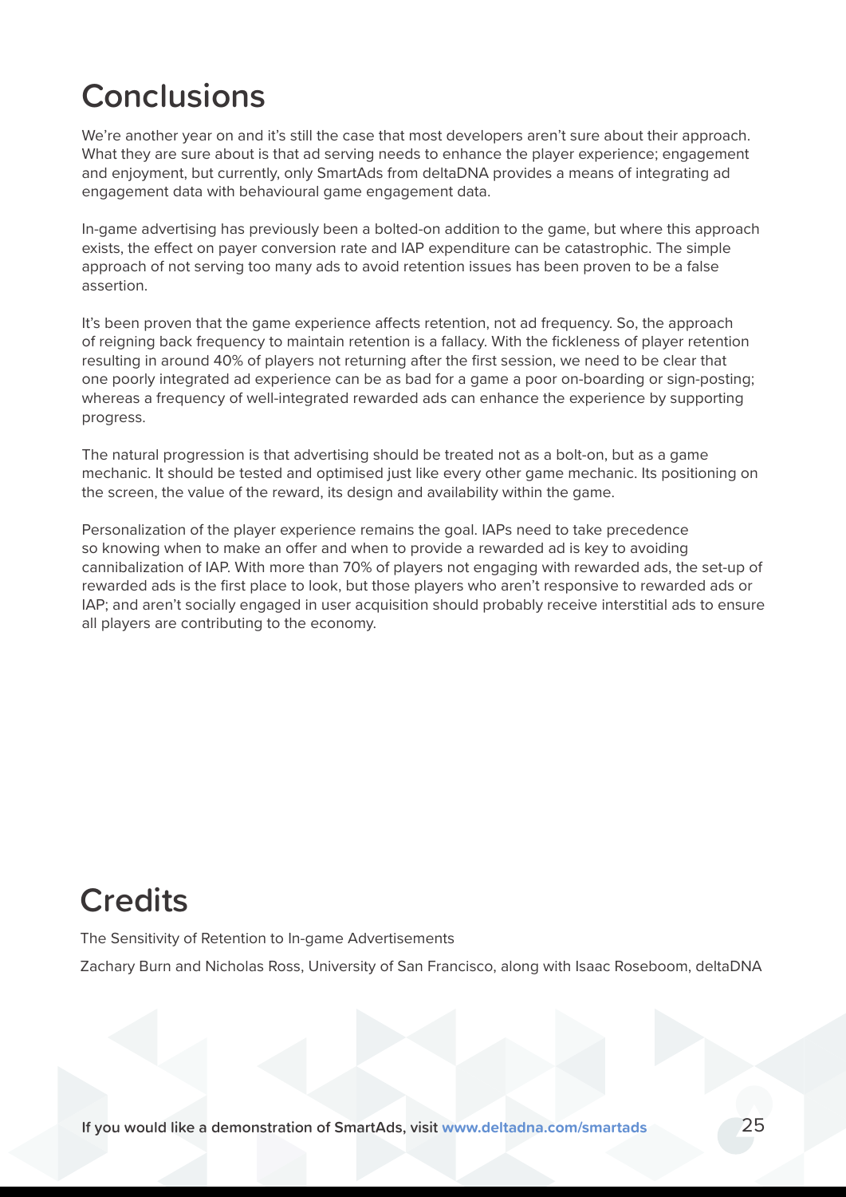# Conclusions

We're another year on and it's still the case that most developers aren't sure about their approach. What they are sure about is that ad serving needs to enhance the player experience; engagement and enjoyment, but currently, only SmartAds from deltaDNA provides a means of integrating ad engagement data with behavioural game engagement data.

In-game advertising has previously been a bolted-on addition to the game, but where this approach exists, the effect on payer conversion rate and IAP expenditure can be catastrophic. The simple approach of not serving too many ads to avoid retention issues has been proven to be a false assertion.

It's been proven that the game experience affects retention, not ad frequency. So, the approach of reigning back frequency to maintain retention is a fallacy. With the fickleness of player retention resulting in around 40% of players not returning after the first session, we need to be clear that one poorly integrated ad experience can be as bad for a game a poor on-boarding or sign-posting; whereas a frequency of well-integrated rewarded ads can enhance the experience by supporting progress.

The natural progression is that advertising should be treated not as a bolt-on, but as a game mechanic. It should be tested and optimised just like every other game mechanic. Its positioning on the screen, the value of the reward, its design and availability within the game.

Personalization of the player experience remains the goal. IAPs need to take precedence so knowing when to make an offer and when to provide a rewarded ad is key to avoiding cannibalization of IAP. With more than 70% of players not engaging with rewarded ads, the set-up of rewarded ads is the first place to look, but those players who aren't responsive to rewarded ads or IAP; and aren't socially engaged in user acquisition should probably receive interstitial ads to ensure all players are contributing to the economy.

# Credits

The Sensitivity of Retention to In-game Advertisements

Zachary Burn and Nicholas Ross, University of San Francisco, along with Isaac Roseboom, deltaDNA

**If you would like a demonstration of SmartAds, visit www.deltadna.com/smartads**